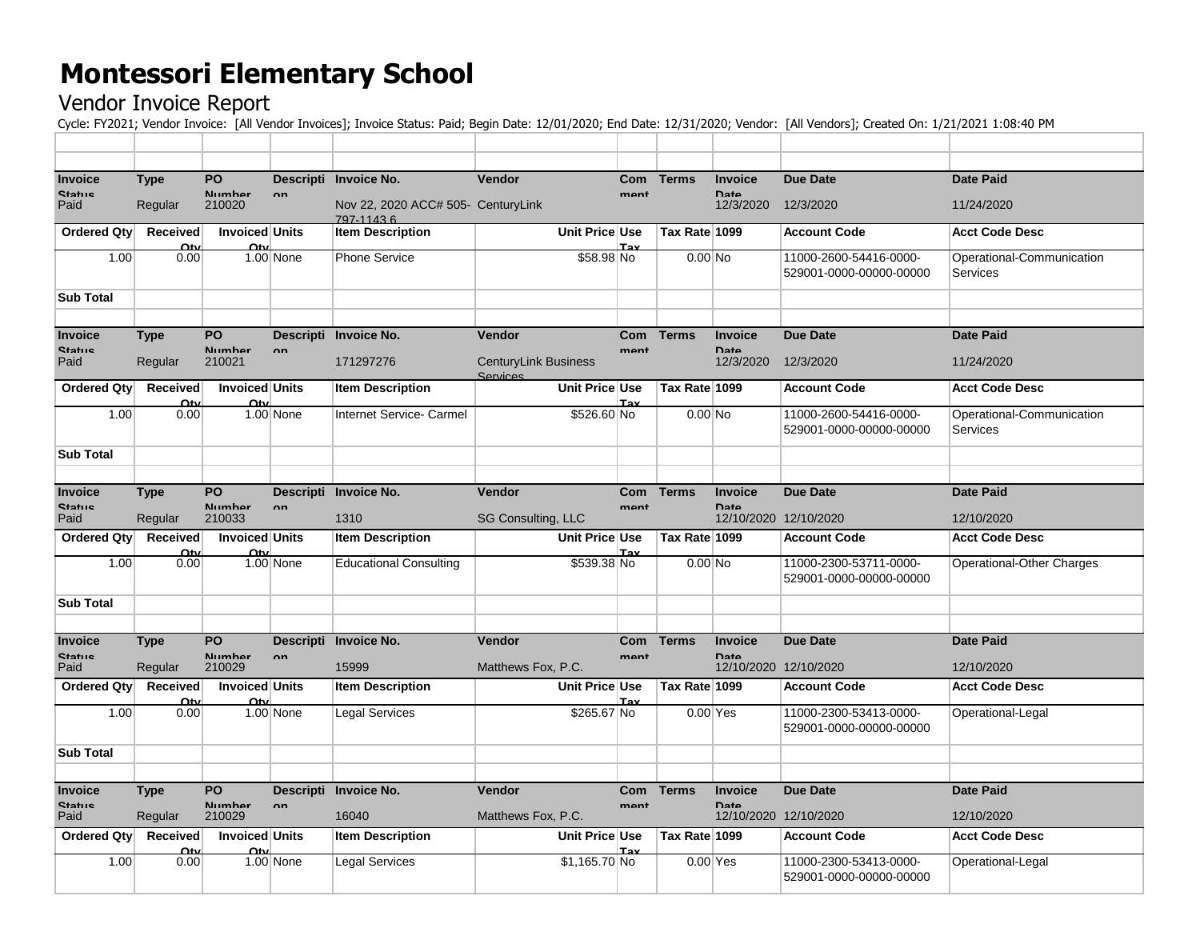# Montessori Elementary School

## Vendor Invoice Report

Cycle: FY2021; Vendor Invoice: [All Vendor Invoices]; Invoice Status: Paid; Begin Date: 12/01/2020; End Date: 12/31/2020; Vendor: [All Vendors]; Created On: 1/21/2021 1:08:40 PM

| Invoice Status | Type | PO Number | Description | Invoice No. | Vendor | Comment | Terms | Invoice Date | Due Date | Date Paid |
|---|---|---|---|---|---|---|---|---|---|---|
| Paid | Regular | 210020 | | Nov 22, 2020 ACC# 505-797-1143 6 | CenturyLink | | | 12/3/2020 | 12/3/2020 | 11/24/2020 |
| **Ordered Qty** | **Received Qty** | **Invoiced Qty** | **Units** | **Item Description** | **Unit Price** | **Use Tax** | **Tax Rate** | **1099** | **Account Code** | **Acct Code Desc** |
| 1.00 | 0.00 | 1.00 | None | Phone Service | $58.98 | No | 0.00 | No | 11000-2600-54416-0000-529001-0000-00000-00000 | Operational-Communication Services |
| **Sub Total** | | | | | | | | | | |
| | | | | | | | | | | |
| **Invoice Status** | **Type** | **PO Number** | **Description** | **Invoice No.** | **Vendor** | **Comment** | **Terms** | **Invoice Date** | **Due Date** | **Date Paid** |
| Paid | Regular | 210021 | | 171297276 | CenturyLink Business Services | | | 12/3/2020 | 12/3/2020 | 11/24/2020 |
| **Ordered Qty** | **Received Qty** | **Invoiced Qty** | **Units** | **Item Description** | **Unit Price** | **Use Tax** | **Tax Rate** | **1099** | **Account Code** | **Acct Code Desc** |
| 1.00 | 0.00 | 1.00 | None | Internet Service- Carmel | $526.60 | No | 0.00 | No | 11000-2600-54416-0000-529001-0000-00000-00000 | Operational-Communication Services |
| **Sub Total** | | | | | | | | | | |
| | | | | | | | | | | |
| **Invoice Status** | **Type** | **PO Number** | **Description** | **Invoice No.** | **Vendor** | **Comment** | **Terms** | **Invoice Date** | **Due Date** | **Date Paid** |
| Paid | Regular | 210033 | | 1310 | SG Consulting, LLC | | | 12/10/2020 | 12/10/2020 | 12/10/2020 |
| **Ordered Qty** | **Received Qty** | **Invoiced Qty** | **Units** | **Item Description** | **Unit Price** | **Use Tax** | **Tax Rate** | **1099** | **Account Code** | **Acct Code Desc** |
| 1.00 | 0.00 | 1.00 | None | Educational Consulting | $539.38 | No | 0.00 | No | 11000-2300-53711-0000-529001-0000-00000-00000 | Operational-Other Charges |
| **Sub Total** | | | | | | | | | | |
| | | | | | | | | | | |
| **Invoice Status** | **Type** | **PO Number** | **Description** | **Invoice No.** | **Vendor** | **Comment** | **Terms** | **Invoice Date** | **Due Date** | **Date Paid** |
| Paid | Regular | 210029 | | 15999 | Matthews Fox, P.C. | | | 12/10/2020 | 12/10/2020 | 12/10/2020 |
| **Ordered Qty** | **Received Qty** | **Invoiced Qty** | **Units** | **Item Description** | **Unit Price** | **Use Tax** | **Tax Rate** | **1099** | **Account Code** | **Acct Code Desc** |
| 1.00 | 0.00 | 1.00 | None | Legal Services | $265.67 | No | 0.00 | Yes | 11000-2300-53413-0000-529001-0000-00000-00000 | Operational-Legal |
| **Sub Total** | | | | | | | | | | |
| | | | | | | | | | | |
| **Invoice Status** | **Type** | **PO Number** | **Description** | **Invoice No.** | **Vendor** | **Comment** | **Terms** | **Invoice Date** | **Due Date** | **Date Paid** |
| Paid | Regular | 210029 | | 16040 | Matthews Fox, P.C. | | | 12/10/2020 | 12/10/2020 | 12/10/2020 |
| **Ordered Qty** | **Received Qty** | **Invoiced Qty** | **Units** | **Item Description** | **Unit Price** | **Use Tax** | **Tax Rate** | **1099** | **Account Code** | **Acct Code Desc** |
| 1.00 | 0.00 | 1.00 | None | Legal Services | $1,165.70 | No | 0.00 | Yes | 11000-2300-53413-0000-529001-0000-00000-00000 | Operational-Legal |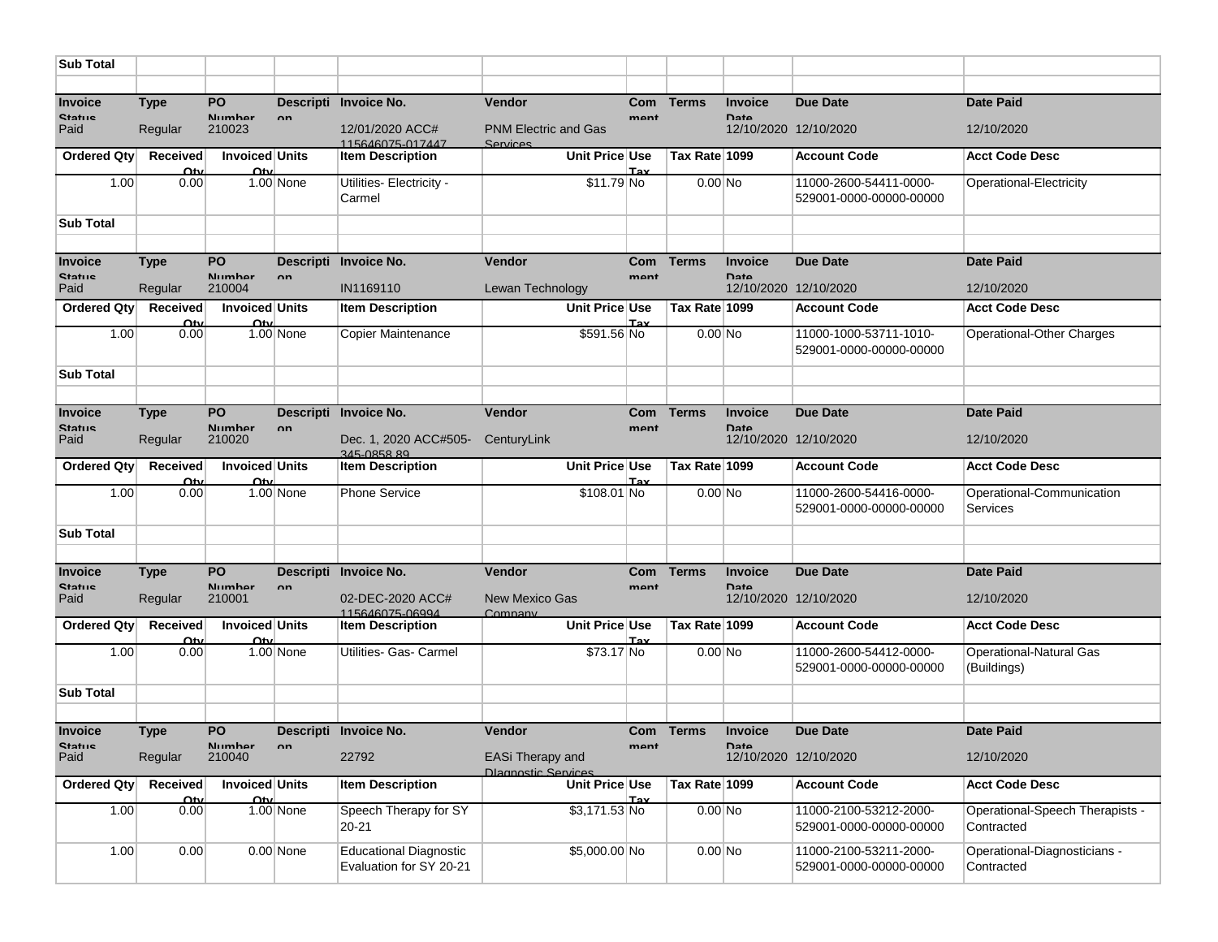| Sub Total | | | | | | | | | | |
|---|---|---|---|---|---|---|---|---|---|---|
| | | | | | | | | | | |
| **Invoice Status** | **Type** | **PO Number** | **Description** | **Invoice No.** | **Vendor** | **Comment** | **Terms** | **Invoice Date** | **Due Date** | **Date Paid** |
| Paid | Regular | 210023 | | 12/01/2020 ACC# 115646075-017447 | PNM Electric and Gas Services | | | 12/10/2020 | 12/10/2020 | 12/10/2020 |
| **Ordered Qty** | **Received Qty** | **Invoiced Qty** | **Units** | **Item Description** | **Unit Price** | **Use Tax** | **Tax Rate** | **1099** | **Account Code** | **Acct Code Desc** |
| 1.00 | 0.00 | 1.00 | None | Utilities- Electricity - Carmel | $11.79 | No | 0.00 | No | 11000-2600-54411-0000-529001-0000-00000-00000 | Operational-Electricity |
| **Sub Total** | | | | | | | | | | |
| | | | | | | | | | | |
| **Invoice Status** | **Type** | **PO Number** | **Description** | **Invoice No.** | **Vendor** | **Comment** | **Terms** | **Invoice Date** | **Due Date** | **Date Paid** |
| Paid | Regular | 210004 | | IN1169110 | Lewan Technology | | | 12/10/2020 | 12/10/2020 | 12/10/2020 |
| **Ordered Qty** | **Received Qty** | **Invoiced Qty** | **Units** | **Item Description** | **Unit Price** | **Use Tax** | **Tax Rate** | **1099** | **Account Code** | **Acct Code Desc** |
| 1.00 | 0.00 | 1.00 | None | Copier Maintenance | $591.56 | No | 0.00 | No | 11000-1000-53711-1010-529001-0000-00000-00000 | Operational-Other Charges |
| **Sub Total** | | | | | | | | | | |
| | | | | | | | | | | |
| **Invoice Status** | **Type** | **PO Number** | **Description** | **Invoice No.** | **Vendor** | **Comment** | **Terms** | **Invoice Date** | **Due Date** | **Date Paid** |
| Paid | Regular | 210020 | | Dec. 1, 2020 ACC#505-345-0858 89 | CenturyLink | | | 12/10/2020 | 12/10/2020 | 12/10/2020 |
| **Ordered Qty** | **Received Qty** | **Invoiced Qty** | **Units** | **Item Description** | **Unit Price** | **Use Tax** | **Tax Rate** | **1099** | **Account Code** | **Acct Code Desc** |
| 1.00 | 0.00 | 1.00 | None | Phone Service | $108.01 | No | 0.00 | No | 11000-2600-54416-0000-529001-0000-00000-00000 | Operational-Communication Services |
| **Sub Total** | | | | | | | | | | |
| | | | | | | | | | | |
| **Invoice Status** | **Type** | **PO Number** | **Description** | **Invoice No.** | **Vendor** | **Comment** | **Terms** | **Invoice Date** | **Due Date** | **Date Paid** |
| Paid | Regular | 210001 | | 02-DEC-2020 ACC# 115646075-06994 | New Mexico Gas Company | | | 12/10/2020 | 12/10/2020 | 12/10/2020 |
| **Ordered Qty** | **Received Qty** | **Invoiced Qty** | **Units** | **Item Description** | **Unit Price** | **Use Tax** | **Tax Rate** | **1099** | **Account Code** | **Acct Code Desc** |
| 1.00 | 0.00 | 1.00 | None | Utilities- Gas- Carmel | $73.17 | No | 0.00 | No | 11000-2600-54412-0000-529001-0000-00000-00000 | Operational-Natural Gas (Buildings) |
| **Sub Total** | | | | | | | | | | |
| | | | | | | | | | | |
| **Invoice Status** | **Type** | **PO Number** | **Description** | **Invoice No.** | **Vendor** | **Comment** | **Terms** | **Invoice Date** | **Due Date** | **Date Paid** |
| Paid | Regular | 210040 | | 22792 | EASi Therapy and DIagnostic Services | | | 12/10/2020 | 12/10/2020 | 12/10/2020 |
| **Ordered Qty** | **Received Qty** | **Invoiced Qty** | **Units** | **Item Description** | **Unit Price** | **Use Tax** | **Tax Rate** | **1099** | **Account Code** | **Acct Code Desc** |
| 1.00 | 0.00 | 1.00 | None | Speech Therapy for SY 20-21 | $3,171.53 | No | 0.00 | No | 11000-2100-53212-2000-529001-0000-00000-00000 | Operational-Speech Therapists - Contracted |
| 1.00 | 0.00 | 0.00 | None | Educational Diagnostic Evaluation for SY 20-21 | $5,000.00 | No | 0.00 | No | 11000-2100-53211-2000-529001-0000-00000-00000 | Operational-Diagnosticians - Contracted |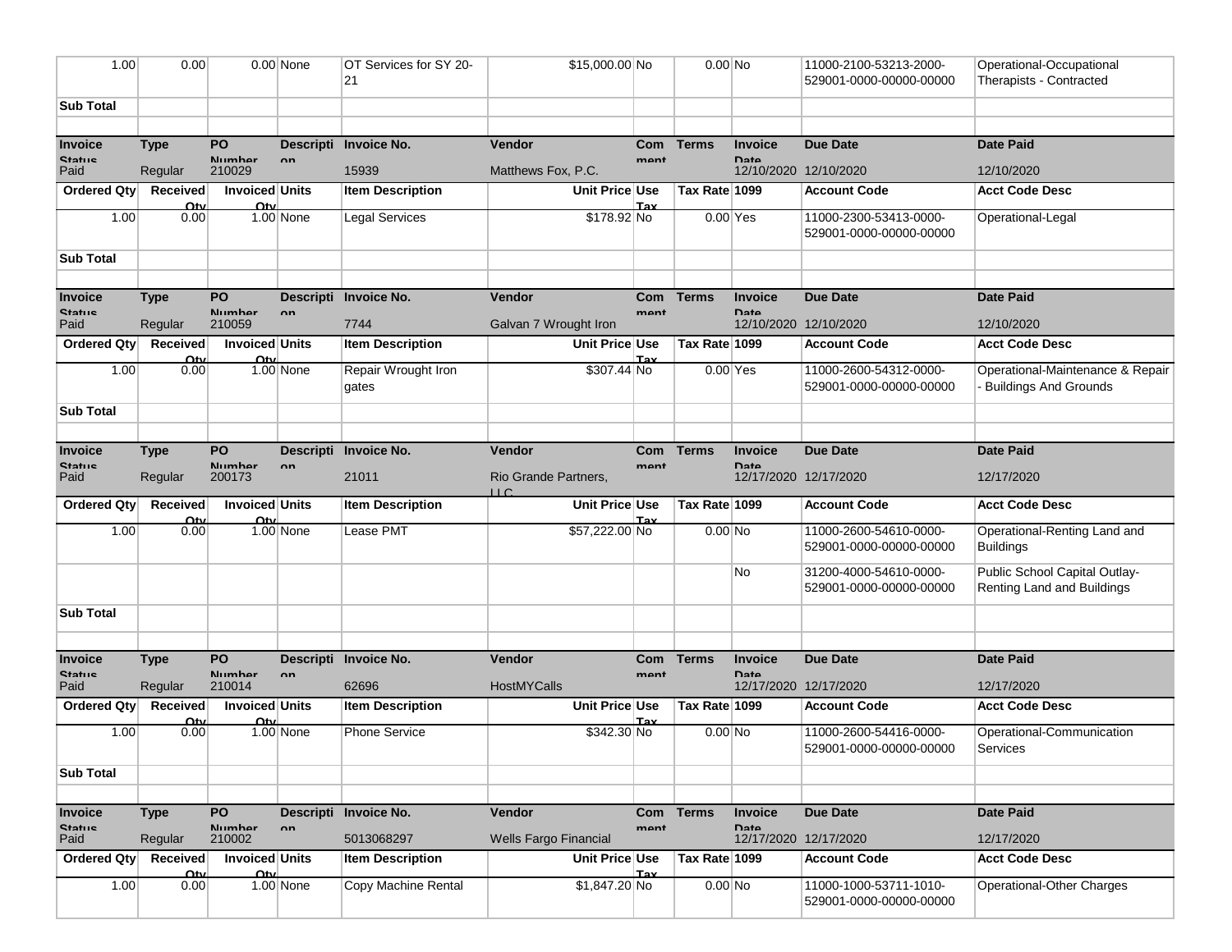| 1.00 | 0.00 | 0.00 | None | OT Services for SY 20-21 | $15,000.00 | No | | 0.00 | No | 11000-2100-53213-2000-529001-0000-00000-00000 | Operational-Occupational Therapists - Contracted |
|---|---|---|---|---|---|---|---|---|---|---|---|
| **Sub Total** | | | | | | | | | | | |
| | | | | | | | | | | | |
| **Invoice Status** | **Type** | **PO Number** | **Description** | **Invoice No.** | **Vendor** | **Comment** | **Terms** | **Invoice Date** | | **Due Date** | **Date Paid** |
| Paid | Regular | 210029 | | 15939 | Matthews Fox, P.C. | | | 12/10/2020 | | 12/10/2020 | 12/10/2020 |
| **Ordered Qty** | **Received Qty** | **Invoiced Qty** | **Units** | **Item Description** | **Unit Price** | **Use Tax** | **Tax Rate** | | **1099** | **Account Code** | **Acct Code Desc** |
| 1.00 | 0.00 | 1.00 | None | Legal Services | $178.92 | No | | 0.00 | Yes | 11000-2300-53413-0000-529001-0000-00000-00000 | Operational-Legal |
| **Sub Total** | | | | | | | | | | | |
| | | | | | | | | | | | |
| **Invoice Status** | **Type** | **PO Number** | **Description** | **Invoice No.** | **Vendor** | **Comment** | **Terms** | **Invoice Date** | | **Due Date** | **Date Paid** |
| Paid | Regular | 210059 | | 7744 | Galvan 7 Wrought Iron | | | 12/10/2020 | | 12/10/2020 | 12/10/2020 |
| **Ordered Qty** | **Received Qty** | **Invoiced Qty** | **Units** | **Item Description** | **Unit Price** | **Use Tax** | **Tax Rate** | | **1099** | **Account Code** | **Acct Code Desc** |
| 1.00 | 0.00 | 1.00 | None | Repair Wrought Iron gates | $307.44 | No | | 0.00 | Yes | 11000-2600-54312-0000-529001-0000-00000-00000 | Operational-Maintenance & Repair - Buildings And Grounds |
| **Sub Total** | | | | | | | | | | | |
| | | | | | | | | | | | |
| **Invoice Status** | **Type** | **PO Number** | **Description** | **Invoice No.** | **Vendor** | **Comment** | **Terms** | **Invoice Date** | | **Due Date** | **Date Paid** |
| Paid | Regular | 200173 | | 21011 | Rio Grande Partners, LLC | | | 12/17/2020 | | 12/17/2020 | 12/17/2020 |
| **Ordered Qty** | **Received Qty** | **Invoiced Qty** | **Units** | **Item Description** | **Unit Price** | **Use Tax** | **Tax Rate** | | **1099** | **Account Code** | **Acct Code Desc** |
| 1.00 | 0.00 | 1.00 | None | Lease PMT | $57,222.00 | No | | 0.00 | No | 11000-2600-54610-0000-529001-0000-00000-00000 | Operational-Renting Land and Buildings |
| | | | | | | | | | No | 31200-4000-54610-0000-529001-0000-00000-00000 | Public School Capital Outlay-Renting Land and Buildings |
| **Sub Total** | | | | | | | | | | | |
| | | | | | | | | | | | |
| **Invoice Status** | **Type** | **PO Number** | **Description** | **Invoice No.** | **Vendor** | **Comment** | **Terms** | **Invoice Date** | | **Due Date** | **Date Paid** |
| Paid | Regular | 210014 | | 62696 | HostMYCalls | | | 12/17/2020 | | 12/17/2020 | 12/17/2020 |
| **Ordered Qty** | **Received Qty** | **Invoiced Qty** | **Units** | **Item Description** | **Unit Price** | **Use Tax** | **Tax Rate** | | **1099** | **Account Code** | **Acct Code Desc** |
| 1.00 | 0.00 | 1.00 | None | Phone Service | $342.30 | No | | 0.00 | No | 11000-2600-54416-0000-529001-0000-00000-00000 | Operational-Communication Services |
| **Sub Total** | | | | | | | | | | | |
| | | | | | | | | | | | |
| **Invoice Status** | **Type** | **PO Number** | **Description** | **Invoice No.** | **Vendor** | **Comment** | **Terms** | **Invoice Date** | | **Due Date** | **Date Paid** |
| Paid | Regular | 210002 | | 5013068297 | Wells Fargo Financial | | | 12/17/2020 | | 12/17/2020 | 12/17/2020 |
| **Ordered Qty** | **Received Qty** | **Invoiced Qty** | **Units** | **Item Description** | **Unit Price** | **Use Tax** | **Tax Rate** | | **1099** | **Account Code** | **Acct Code Desc** |
| 1.00 | 0.00 | 1.00 | None | Copy Machine Rental | $1,847.20 | No | | 0.00 | No | 11000-1000-53711-1010-529001-0000-00000-00000 | Operational-Other Charges |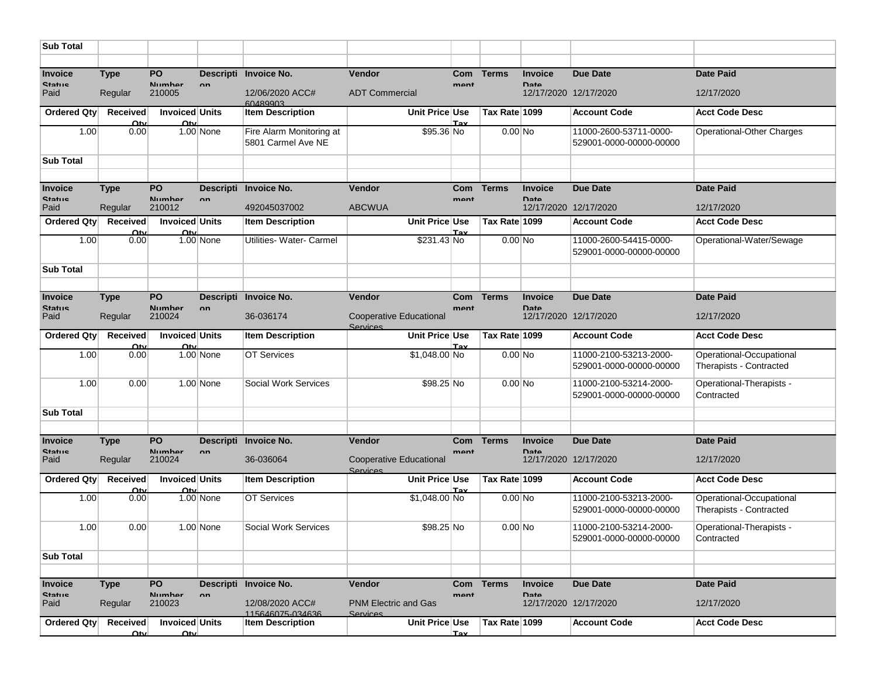| Sub Total | | | | | | | | | | |
|---|---|---|---|---|---|---|---|---|---|---|
| | | | | | | | | | | |
| **Invoice Status** | **Type** | **PO Number** | **Description** | **Invoice No.** | **Vendor** | **Comment** | **Terms** | **Invoice Date** | **Due Date** | **Date Paid** |
| Paid | Regular | 210005 | | 12/06/2020 ACC# 60489903 | ADT Commercial | | | 12/17/2020 | 12/17/2020 | 12/17/2020 |
| **Ordered Qty** | **Received Qty** | **Invoiced Qty** | **Units** | **Item Description** | **Unit Price** | **Use Tax** | **Tax Rate** | **1099** | **Account Code** | **Acct Code Desc** |
| 1.00 | 0.00 | 1.00 | None | Fire Alarm Monitoring at 5801 Carmel Ave NE | $95.36 | No | 0.00 | No | 11000-2600-53711-0000-529001-0000-00000-00000 | Operational-Other Charges |
| **Sub Total** | | | | | | | | | | |
| | | | | | | | | | | |
| **Invoice Status** | **Type** | **PO Number** | **Description** | **Invoice No.** | **Vendor** | **Comment** | **Terms** | **Invoice Date** | **Due Date** | **Date Paid** |
| Paid | Regular | 210012 | | 492045037002 | ABCWUA | | | 12/17/2020 | 12/17/2020 | 12/17/2020 |
| **Ordered Qty** | **Received Qty** | **Invoiced Qty** | **Units** | **Item Description** | **Unit Price** | **Use Tax** | **Tax Rate** | **1099** | **Account Code** | **Acct Code Desc** |
| 1.00 | 0.00 | 1.00 | None | Utilities- Water- Carmel | $231.43 | No | 0.00 | No | 11000-2600-54415-0000-529001-0000-00000-00000 | Operational-Water/Sewage |
| **Sub Total** | | | | | | | | | | |
| | | | | | | | | | | |
| **Invoice Status** | **Type** | **PO Number** | **Description** | **Invoice No.** | **Vendor** | **Comment** | **Terms** | **Invoice Date** | **Due Date** | **Date Paid** |
| Paid | Regular | 210024 | | 36-036174 | Cooperative Educational Services | | | 12/17/2020 | 12/17/2020 | 12/17/2020 |
| **Ordered Qty** | **Received Qty** | **Invoiced Qty** | **Units** | **Item Description** | **Unit Price** | **Use Tax** | **Tax Rate** | **1099** | **Account Code** | **Acct Code Desc** |
| 1.00 | 0.00 | 1.00 | None | OT Services | $1,048.00 | No | 0.00 | No | 11000-2100-53213-2000-529001-0000-00000-00000 | Operational-Occupational Therapists - Contracted |
| 1.00 | 0.00 | 1.00 | None | Social Work Services | $98.25 | No | 0.00 | No | 11000-2100-53214-2000-529001-0000-00000-00000 | Operational-Therapists - Contracted |
| **Sub Total** | | | | | | | | | | |
| | | | | | | | | | | |
| **Invoice Status** | **Type** | **PO Number** | **Description** | **Invoice No.** | **Vendor** | **Comment** | **Terms** | **Invoice Date** | **Due Date** | **Date Paid** |
| Paid | Regular | 210024 | | 36-036064 | Cooperative Educational Services | | | 12/17/2020 | 12/17/2020 | 12/17/2020 |
| **Ordered Qty** | **Received Qty** | **Invoiced Qty** | **Units** | **Item Description** | **Unit Price** | **Use Tax** | **Tax Rate** | **1099** | **Account Code** | **Acct Code Desc** |
| 1.00 | 0.00 | 1.00 | None | OT Services | $1,048.00 | No | 0.00 | No | 11000-2100-53213-2000-529001-0000-00000-00000 | Operational-Occupational Therapists - Contracted |
| 1.00 | 0.00 | 1.00 | None | Social Work Services | $98.25 | No | 0.00 | No | 11000-2100-53214-2000-529001-0000-00000-00000 | Operational-Therapists - Contracted |
| **Sub Total** | | | | | | | | | | |
| | | | | | | | | | | |
| **Invoice Status** | **Type** | **PO Number** | **Description** | **Invoice No.** | **Vendor** | **Comment** | **Terms** | **Invoice Date** | **Due Date** | **Date Paid** |
| Paid | Regular | 210023 | | 12/08/2020 ACC# 115646075-034636 | PNM Electric and Gas Services | | | 12/17/2020 | 12/17/2020 | 12/17/2020 |
| **Ordered Qty** | **Received Qty** | **Invoiced Qty** | **Units** | **Item Description** | **Unit Price** | **Use Tax** | **Tax Rate** | **1099** | **Account Code** | **Acct Code Desc** |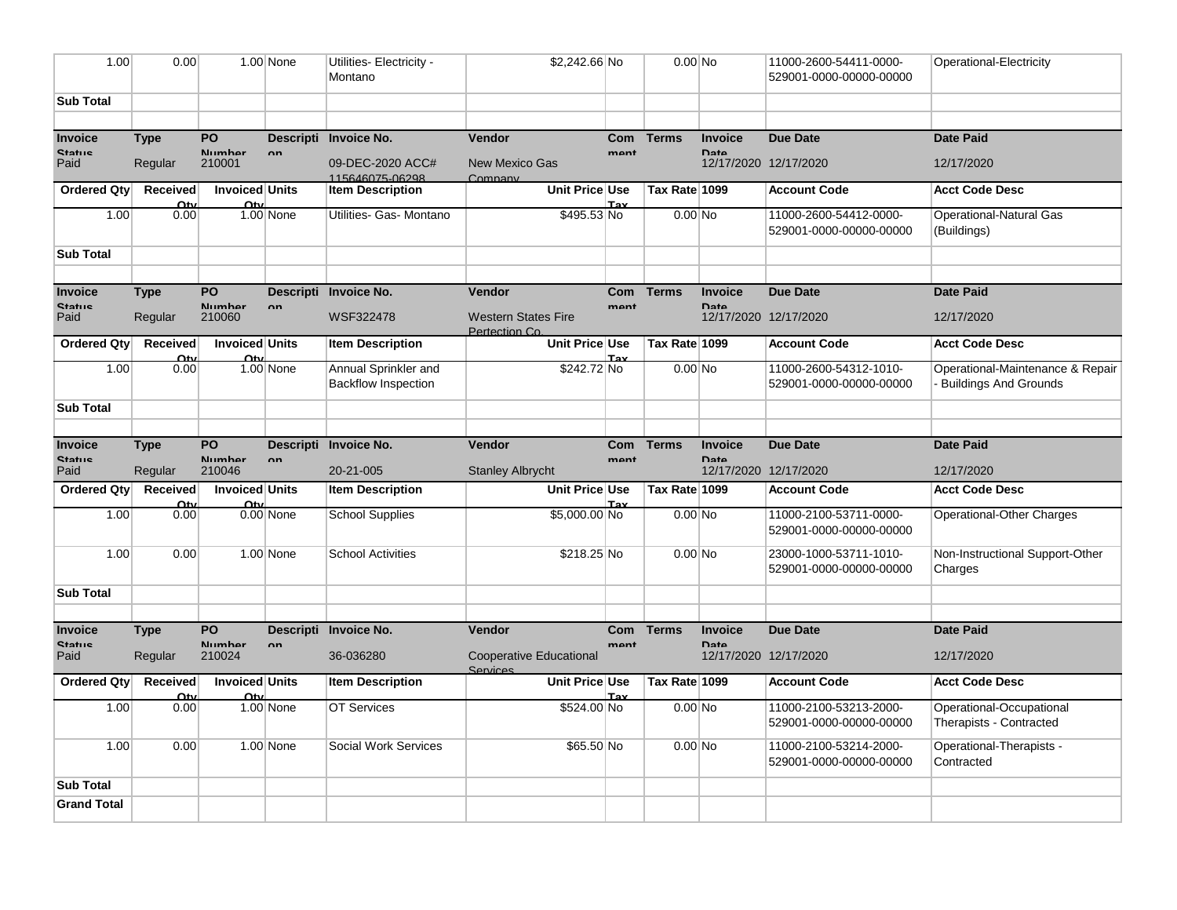| | | | | | | | | | | |
|---|---|---|---|---|---|---|---|---|---|---|
| 1.00 | 0.00 | 1.00 | None | Utilities- Electricity - Montano | $2,242.66 | No | 0.00 | No | 11000-2600-54411-0000-529001-0000-00000-00000 | Operational-Electricity |
| **Sub Total** | | | | | | | | | | |
| | | | | | | | | | | |
| **Invoice Status** | **Type** | **PO Number** | **Description** | **Invoice No.** | **Vendor** | **Comment** | **Terms** | **Invoice Date** | **Due Date** | **Date Paid** |
| Paid | Regular | 210001 | | 09-DEC-2020 ACC# 115646075-06298 | New Mexico Gas Company | | | 12/17/2020 | 12/17/2020 | 12/17/2020 |
| **Ordered Qty** | **Received Qty** | **Invoiced Qty** | **Units** | **Item Description** | **Unit Price** | **Use Tax** | **Tax Rate** | **1099** | **Account Code** | **Acct Code Desc** |
| 1.00 | 0.00 | 1.00 | None | Utilities- Gas- Montano | $495.53 | No | 0.00 | No | 11000-2600-54412-0000-529001-0000-00000-00000 | Operational-Natural Gas (Buildings) |
| **Sub Total** | | | | | | | | | | |
| | | | | | | | | | | |
| **Invoice Status** | **Type** | **PO Number** | **Description** | **Invoice No.** | **Vendor** | **Comment** | **Terms** | **Invoice Date** | **Due Date** | **Date Paid** |
| Paid | Regular | 210060 | | WSF322478 | Western States Fire Pertection Co. | | | 12/17/2020 | 12/17/2020 | 12/17/2020 |
| **Ordered Qty** | **Received Qty** | **Invoiced Qty** | **Units** | **Item Description** | **Unit Price** | **Use Tax** | **Tax Rate** | **1099** | **Account Code** | **Acct Code Desc** |
| 1.00 | 0.00 | 1.00 | None | Annual Sprinkler and Backflow Inspection | $242.72 | No | 0.00 | No | 11000-2600-54312-1010-529001-0000-00000-00000 | Operational-Maintenance & Repair - Buildings And Grounds |
| **Sub Total** | | | | | | | | | | |
| | | | | | | | | | | |
| **Invoice Status** | **Type** | **PO Number** | **Description** | **Invoice No.** | **Vendor** | **Comment** | **Terms** | **Invoice Date** | **Due Date** | **Date Paid** |
| Paid | Regular | 210046 | | 20-21-005 | Stanley Albrycht | | | 12/17/2020 | 12/17/2020 | 12/17/2020 |
| **Ordered Qty** | **Received Qty** | **Invoiced Qty** | **Units** | **Item Description** | **Unit Price** | **Use Tax** | **Tax Rate** | **1099** | **Account Code** | **Acct Code Desc** |
| 1.00 | 0.00 | 0.00 | None | School Supplies | $5,000.00 | No | 0.00 | No | 11000-2100-53711-0000-529001-0000-00000-00000 | Operational-Other Charges |
| 1.00 | 0.00 | 1.00 | None | School Activities | $218.25 | No | 0.00 | No | 23000-1000-53711-1010-529001-0000-00000-00000 | Non-Instructional Support-Other Charges |
| **Sub Total** | | | | | | | | | | |
| | | | | | | | | | | |
| **Invoice Status** | **Type** | **PO Number** | **Description** | **Invoice No.** | **Vendor** | **Comment** | **Terms** | **Invoice Date** | **Due Date** | **Date Paid** |
| Paid | Regular | 210024 | | 36-036280 | Cooperative Educational Services | | | 12/17/2020 | 12/17/2020 | 12/17/2020 |
| **Ordered Qty** | **Received Qty** | **Invoiced Qty** | **Units** | **Item Description** | **Unit Price** | **Use Tax** | **Tax Rate** | **1099** | **Account Code** | **Acct Code Desc** |
| 1.00 | 0.00 | 1.00 | None | OT Services | $524.00 | No | 0.00 | No | 11000-2100-53213-2000-529001-0000-00000-00000 | Operational-Occupational Therapists - Contracted |
| 1.00 | 0.00 | 1.00 | None | Social Work Services | $65.50 | No | 0.00 | No | 11000-2100-53214-2000-529001-0000-00000-00000 | Operational-Therapists - Contracted |
| **Sub Total** | | | | | | | | | | |
| **Grand Total** | | | | | | | | | | |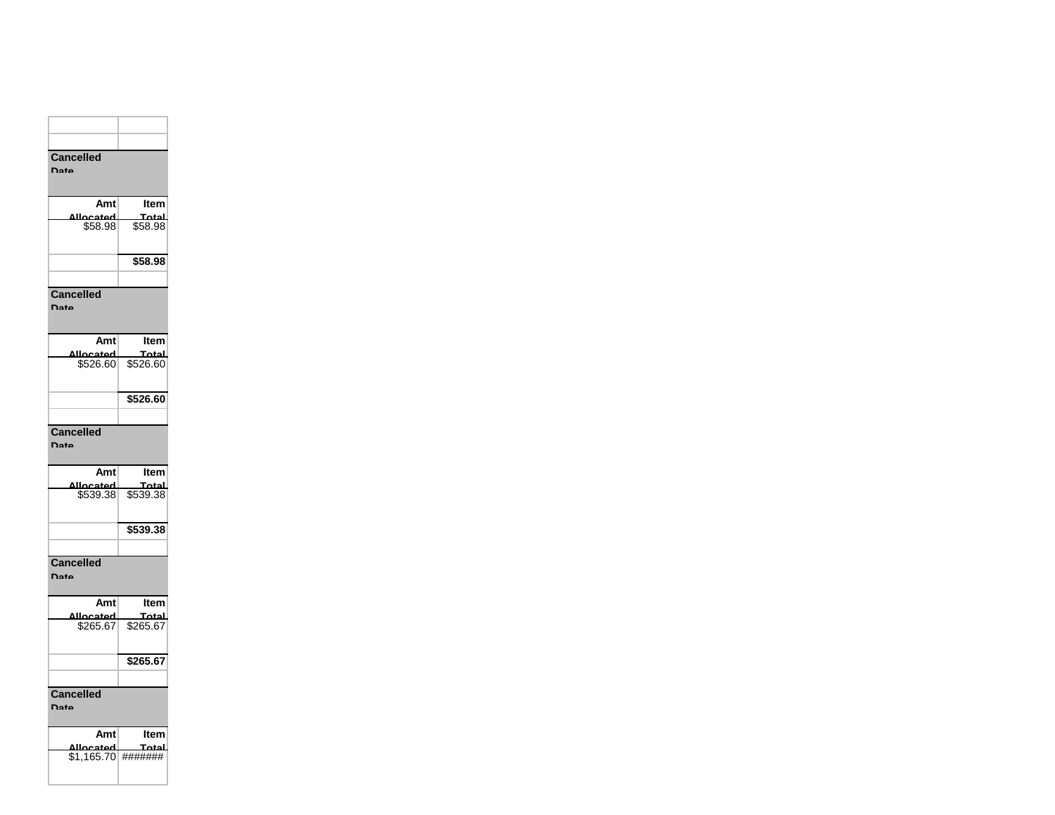| | |
|---|---|
| | |
| **Cancelled Date** | |
| **Amt Allocated** | **Item Total** |
| $58.98 | $58.98 |
| | **$58.98** |
| | |
| **Cancelled Date** | |
| **Amt Allocated** | **Item Total** |
| $526.60 | $526.60 |
| | **$526.60** |
| | |
| **Cancelled Date** | |
| **Amt Allocated** | **Item Total** |
| $539.38 | $539.38 |
| | **$539.38** |
| | |
| **Cancelled Date** | |
| **Amt Allocated** | **Item Total** |
| $265.67 | $265.67 |
| | **$265.67** |
| | |
| **Cancelled Date** | |
| **Amt Allocated** | **Item Total** |
| $1,165.70 | ####### |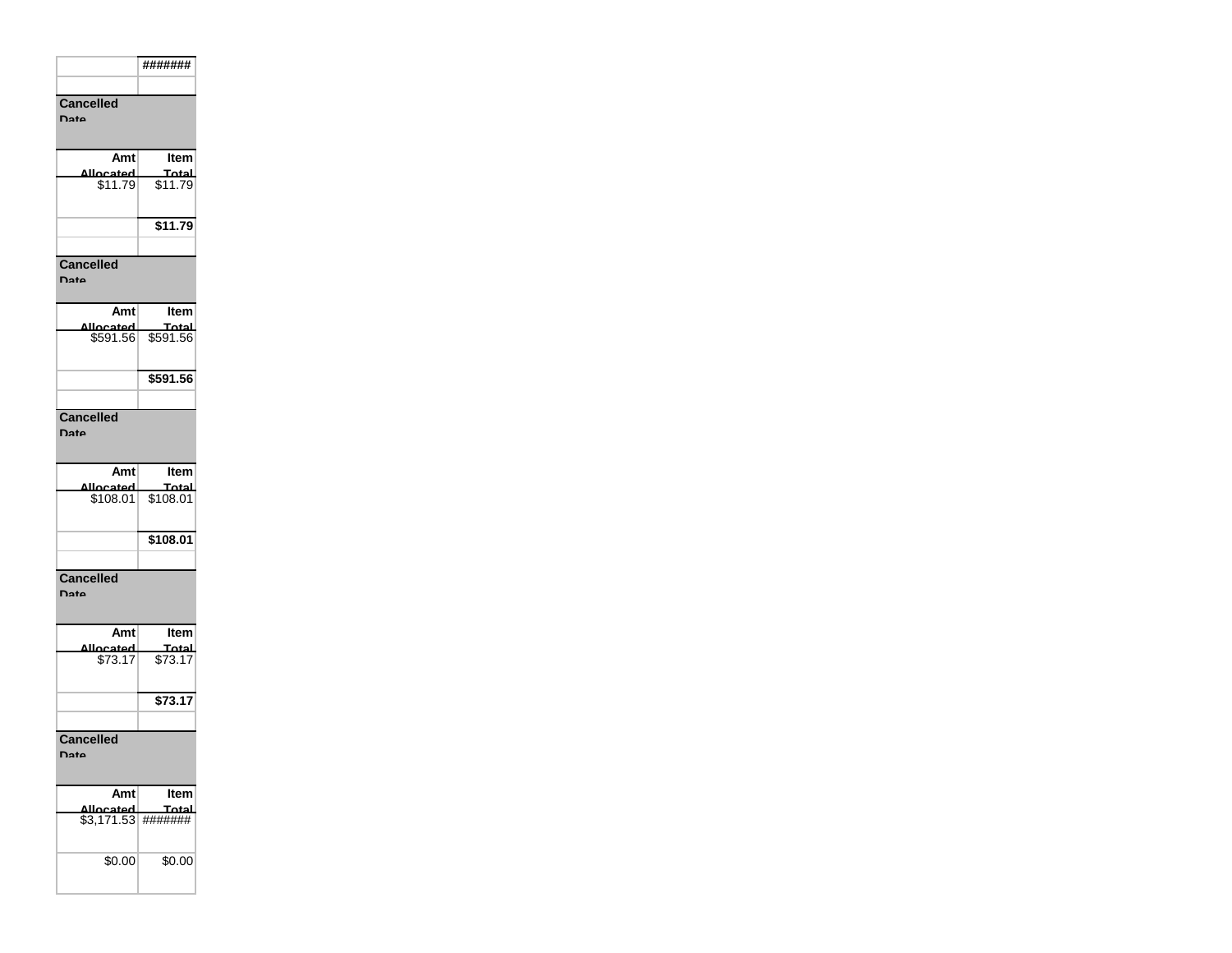| | ####### |
|---|---|
| | |

| Cancelled Date | |
|---|---|
| **Amt Allocated** | **Item Total** |
| $11.79 | $11.79 |
| | **$11.79** |
| | |

| Cancelled Date | |
|---|---|
| **Amt Allocated** | **Item Total** |
| $591.56 | $591.56 |
| | **$591.56** |
| | |

| Cancelled Date | |
|---|---|
| **Amt Allocated** | **Item Total** |
| $108.01 | $108.01 |
| | **$108.01** |
| | |

| Cancelled Date | |
|---|---|
| **Amt Allocated** | **Item Total** |
| $73.17 | $73.17 |
| | **$73.17** |
| | |

| Cancelled Date | |
|---|---|
| **Amt Allocated** | **Item Total** |
| $3,171.53 | ####### |
| $0.00 | $0.00 |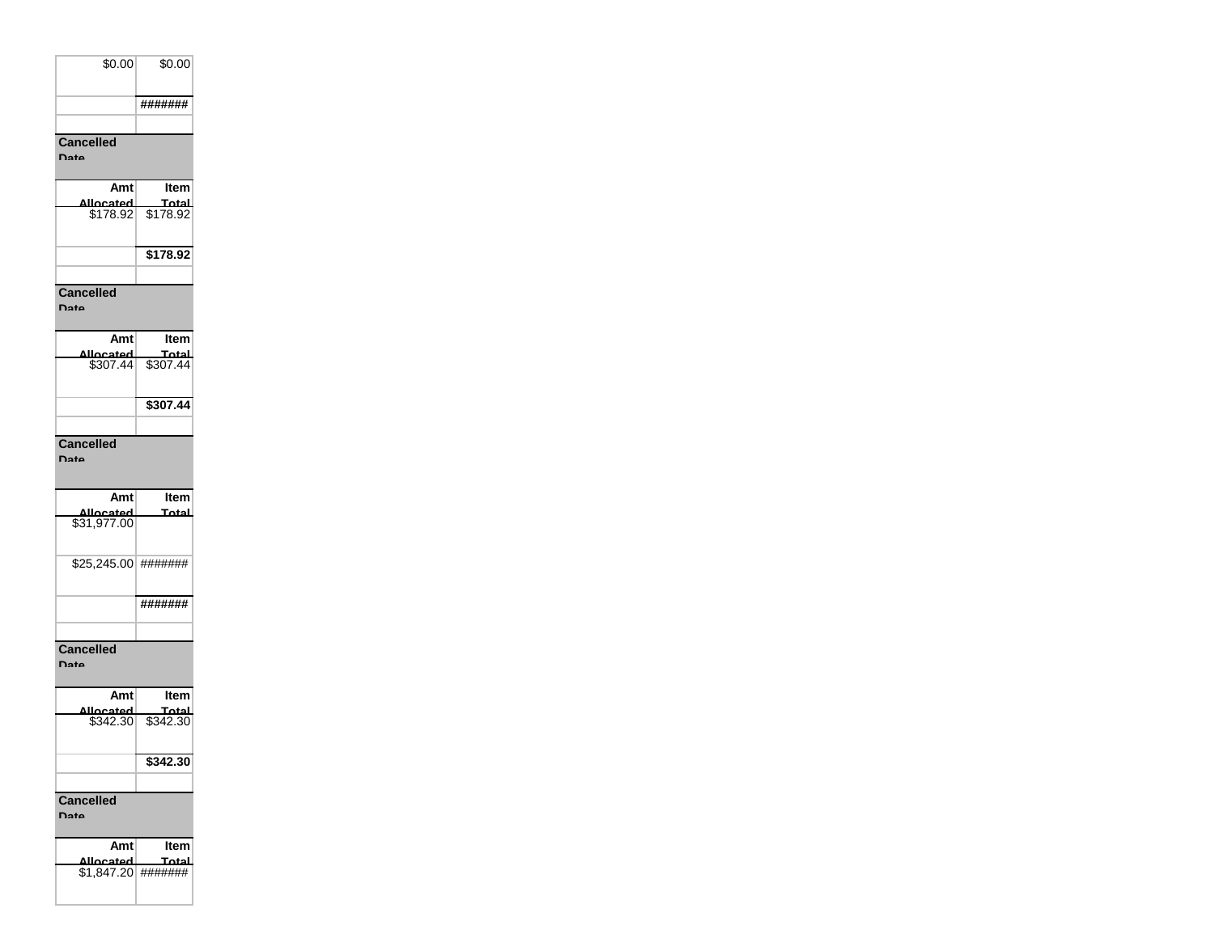| | |
|---|---|
| $0.00 | $0.00 |
| | ####### |
| | |
| **Cancelled Date** | |
| **Amt Allocated** | **Item Total** |
| $178.92 | $178.92 |
| | **$178.92** |
| | |
| **Cancelled Date** | |
| **Amt Allocated** | **Item Total** |
| $307.44 | $307.44 |
| | **$307.44** |
| | |
| **Cancelled Date** | |
| **Amt Allocated** | **Item Total** |
| $31,977.00 | |
| $25,245.00 | ####### |
| | ####### |
| | |
| **Cancelled Date** | |
| **Amt Allocated** | **Item Total** |
| $342.30 | $342.30 |
| | **$342.30** |
| | |
| **Cancelled Date** | |
| **Amt Allocated** | **Item Total** |
| $1,847.20 | ####### |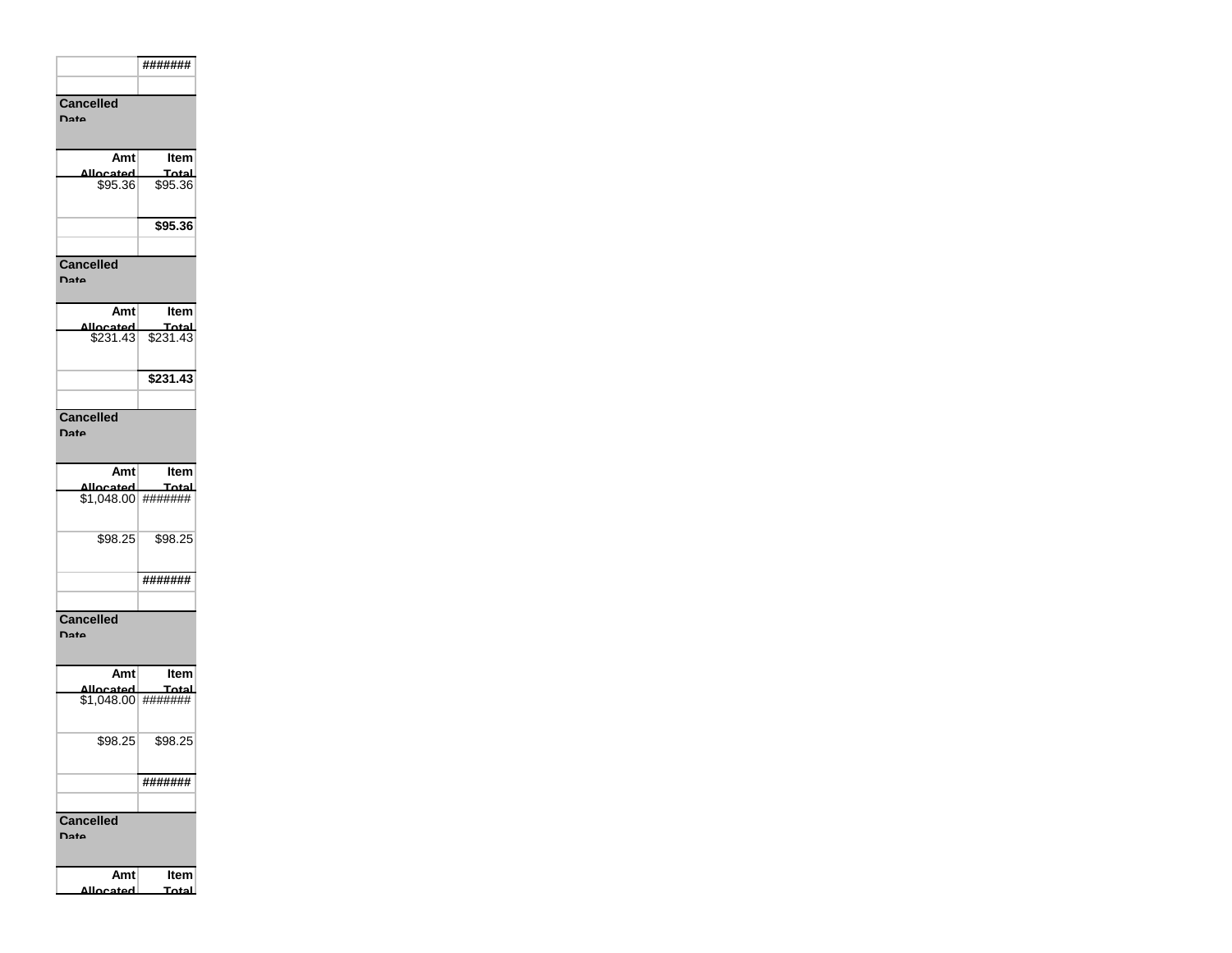| | ####### |
|---|---|
| | |
| **Cancelled Date** | |
| **Amt Allocated** | **Item Total** |
| $95.36 | $95.36 |
| | **$95.36** |
| | |
| **Cancelled Date** | |
| **Amt Allocated** | **Item Total** |
| $231.43 | $231.43 |
| | **$231.43** |
| | |
| **Cancelled Date** | |
| **Amt Allocated** | **Item Total** |
| $1,048.00 | ####### |
| $98.25 | $98.25 |
| | **#######** |
| | |
| **Cancelled Date** | |
| **Amt Allocated** | **Item Total** |
| $1,048.00 | ####### |
| $98.25 | $98.25 |
| | **#######** |
| | |
| **Cancelled Date** | |
| **Amt Allocated** | **Item Total** |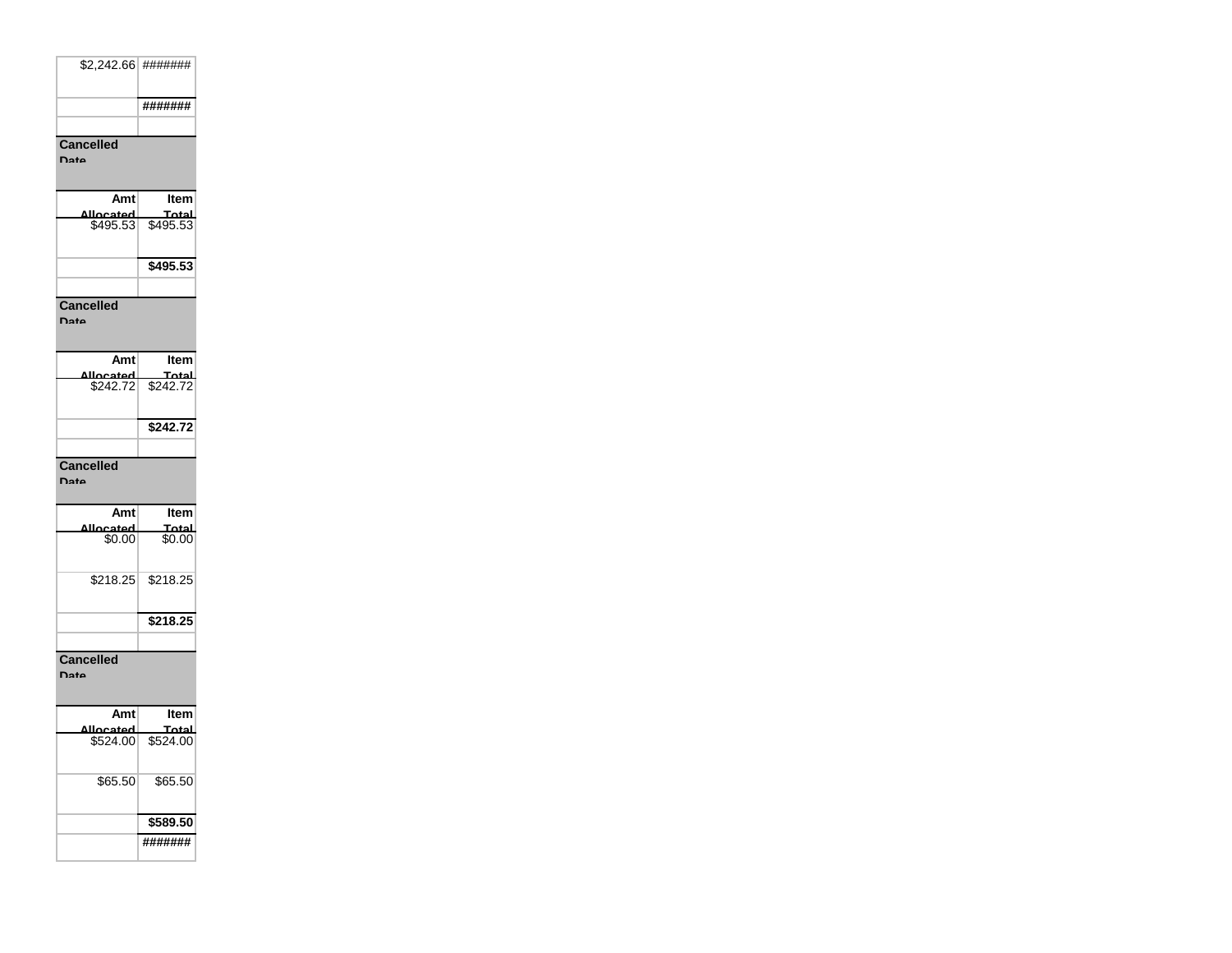| | |
|---|---|
| $2,242.66 | ####### |
| | ####### |
| | |
| **Cancelled Date** | |
| **Amt Allocated** | **Item Total** |
| $495.53 | $495.53 |
| | **$495.53** |
| | |
| **Cancelled Date** | |
| **Amt Allocated** | **Item Total** |
| $242.72 | $242.72 |
| | **$242.72** |
| | |
| **Cancelled Date** | |
| **Amt Allocated** | **Item Total** |
| $0.00 | $0.00 |
| $218.25 | $218.25 |
| | **$218.25** |
| | |
| **Cancelled Date** | |
| **Amt Allocated** | **Item Total** |
| $524.00 | $524.00 |
| $65.50 | $65.50 |
| | **$589.50** |
| | **#######** |